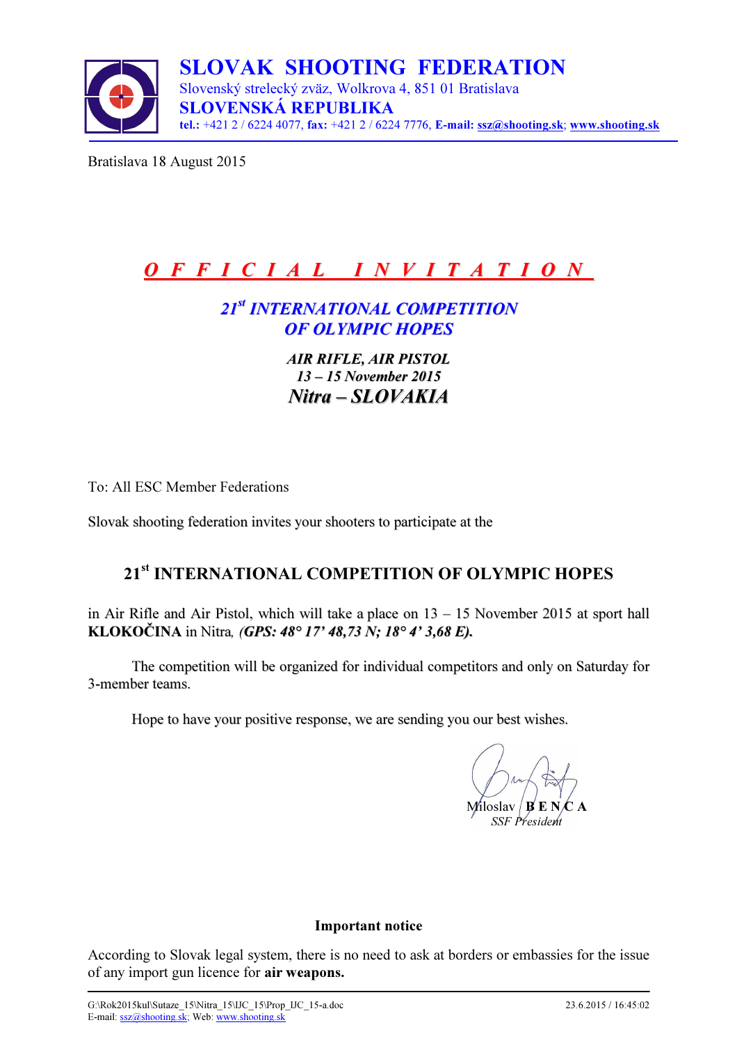# SLOVAK SHOOTING FEDERATION

Slovenský strelecký zväz, Wolkrova 4, 851 01 Bratislava

**SLOVENSKÁ REPUBLIKA**

**tel.:** +421 2 / 6224 4077, **fax:** +421 2 / 6224 7776, **E-mail:** **ssz@shooting.sk**; **www.shooting.sk**

Bratislava 18 August 2015

## *O F F I C I A L   I N V I T A T I O N*

### *21st INTERNATIONAL COMPETITION OF OLYMPIC HOPES*

***AIR RIFLE, AIR PISTOL***
***13 – 15 November 2015***
***Nitra – SLOVAKIA***

To: All ESC Member Federations

Slovak shooting federation invites your shooters to participate at the

## 21st INTERNATIONAL COMPETITION OF OLYMPIC HOPES

in Air Rifle and Air Pistol, which will take a place on 13 – 15 November 2015 at sport hall **KLOKOČINA** in Nitra, ***(GPS: 48° 17' 48,73 N; 18° 4' 3,68 E).***

The competition will be organized for individual competitors and only on Saturday for 3-member teams.

Hope to have your positive response, we are sending you our best wishes.

Miloslav **B E N C A**
*SSF President*

**Important notice**

According to Slovak legal system, there is no need to ask at borders or embassies for the issue of any import gun licence for **air weapons.**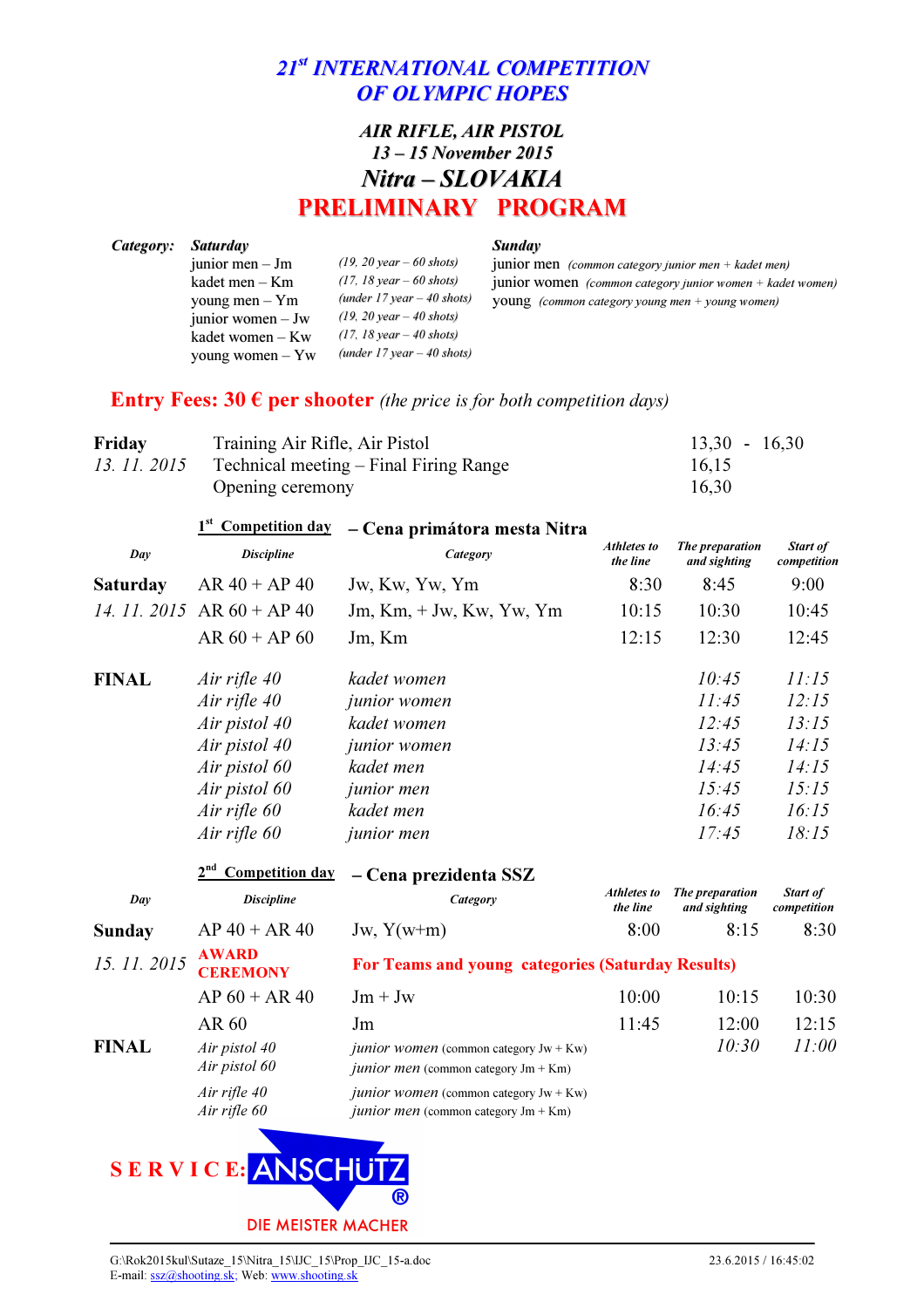# 21st INTERNATIONAL COMPETITION OF OLYMPIC HOPES

## AIR RIFLE, AIR PISTOL
## 13 – 15 November 2015
## Nitra – SLOVAKIA
## PRELIMINARY PROGRAM

**Category:**

***Saturday***

- junior men – Jm *(19, 20 year – 60 shots)*
- kadet men – Km *(17, 18 year – 60 shots)*
- young men – Ym *(under 17 year – 40 shots)*
- junior women – Jw *(19, 20 year – 40 shots)*
- kadet women – Kw *(17, 18 year – 40 shots)*
- young women – Yw *(under 17 year – 40 shots)*

***Sunday***

- junior men *(common category junior men + kadet men)*
- junior women *(common category junior women + kadet women)*
- young *(common category young men + young women)*

**Entry Fees: 30 € per shooter** *(the price is for both competition days)*

| | | |
|---|---|---|
| **Friday** *13. 11. 2015* | Training Air Rifle, Air Pistol | 13,30 - 16,30 |
| | Technical meeting – Final Firing Range | 16,15 |
| | Opening ceremony | 16,30 |

**1st Competition day – Cena primátora mesta Nitra**

| Day | Discipline | Category | Athletes to the line | The preparation and sighting | Start of competition |
|---|---|---|---|---|---|
| **Saturday** | AR 40 + AP 40 | Jw, Kw, Yw, Ym | 8:30 | 8:45 | 9:00 |
| *14. 11. 2015* | AR 60 + AP 40 | Jm, Km, + Jw, Kw, Yw, Ym | 10:15 | 10:30 | 10:45 |
| | AR 60 + AP 60 | Jm, Km | 12:15 | 12:30 | 12:45 |
| **FINAL** | *Air rifle 40* | *kadet women* | | *10:45* | *11:15* |
| | *Air rifle 40* | *junior women* | | *11:45* | *12:15* |
| | *Air pistol 40* | *kadet women* | | *12:45* | *13:15* |
| | *Air pistol 40* | *junior women* | | *13:45* | *14:15* |
| | *Air pistol 60* | *kadet men* | | *14:45* | *14:15* |
| | *Air pistol 60* | *junior men* | | *15:45* | *15:15* |
| | *Air rifle 60* | *kadet men* | | *16:45* | *16:15* |
| | *Air rifle 60* | *junior men* | | *17:45* | *18:15* |

**2nd Competition day – Cena prezidenta SSZ**

| Day | Discipline | Category | Athletes to the line | The preparation and sighting | Start of competition |
|---|---|---|---|---|---|
| **Sunday** | AP 40 + AR 40 | Jw, Y(w+m) | 8:00 | 8:15 | 8:30 |
| *15. 11. 2015* | **AWARD CEREMONY** | **For Teams and young categories (Saturday Results)** | | | |
| | AP 60 + AR 40 | Jm + Jw | 10:00 | 10:15 | 10:30 |
| | AR 60 | Jm | 11:45 | 12:00 | 12:15 |
| **FINAL** | *Air pistol 40* | *junior women* (common category Jw + Kw) | | *10:30* | *11:00* |
| | *Air pistol 60* | *junior men* (common category Jm + Km) | | | |
| | *Air rifle 40* | *junior women* (common category Jw + Kw) | | | |
| | *Air rifle 60* | *junior men* (common category Jm + Km) | | | |

**SERVICE: ANSCHÜTZ®** DIE MEISTER MACHER

G:\Rok2015kul\Sutaze_15\Nitra_15\IJC_15\Prop_IJC_15-a.doc 23.6.2015 / 16:45:02
E-mail: ssz@shooting.sk; Web: www.shooting.sk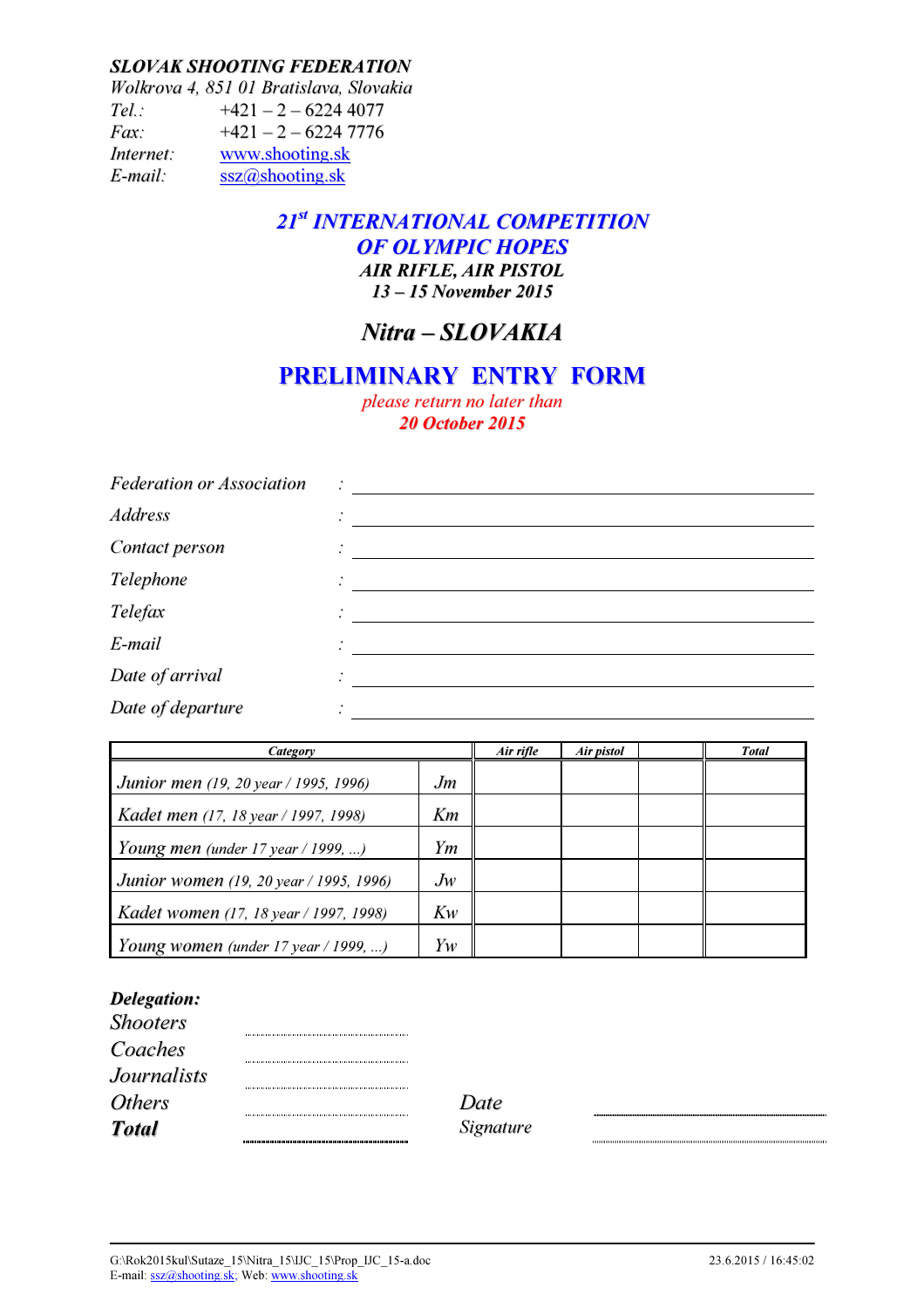**_SLOVAK SHOOTING FEDERATION_**

*Wolkrova 4, 851 01 Bratislava, Slovakia*

*Tel.:* +421 – 2 – 6224 4077
*Fax:* +421 – 2 – 6224 7776
*Internet:* www.shooting.sk
*E-mail:* ssz@shooting.sk

# *21st INTERNATIONAL COMPETITION OF OLYMPIC HOPES*

**_AIR RIFLE, AIR PISTOL_**

**_13 – 15 November 2015_**

## *Nitra – SLOVAKIA*

# PRELIMINARY ENTRY FORM

*please return no later than*

***20 October 2015***

*Federation or Association* : ______________________________

*Address* : ______________________________

*Contact person* : ______________________________

*Telephone* : ______________________________

*Telefax* : ______________________________

*E-mail* : ______________________________

*Date of arrival* : ______________________________

*Date of departure* : ______________________________

| *Category* | | *Air rifle* | *Air pistol* | | *Total* |
|---|---|---|---|---|---|
| *Junior men (19, 20 year / 1995, 1996)* | *Jm* | | | | |
| *Kadet men (17, 18 year / 1997, 1998)* | *Km* | | | | |
| *Young men (under 17 year / 1999, ...)* | *Ym* | | | | |
| *Junior women (19, 20 year / 1995, 1996)* | *Jw* | | | | |
| *Kadet women (17, 18 year / 1997, 1998)* | *Kw* | | | | |
| *Young women (under 17 year / 1999, ...)* | *Yw* | | | | |

**_Delegation:_**

*Shooters* ..........................

*Coaches* ..........................

*Journalists* ..........................

*Others* ..........................

***Total*** ..........................

*Date* ..........................

*Signature* ..........................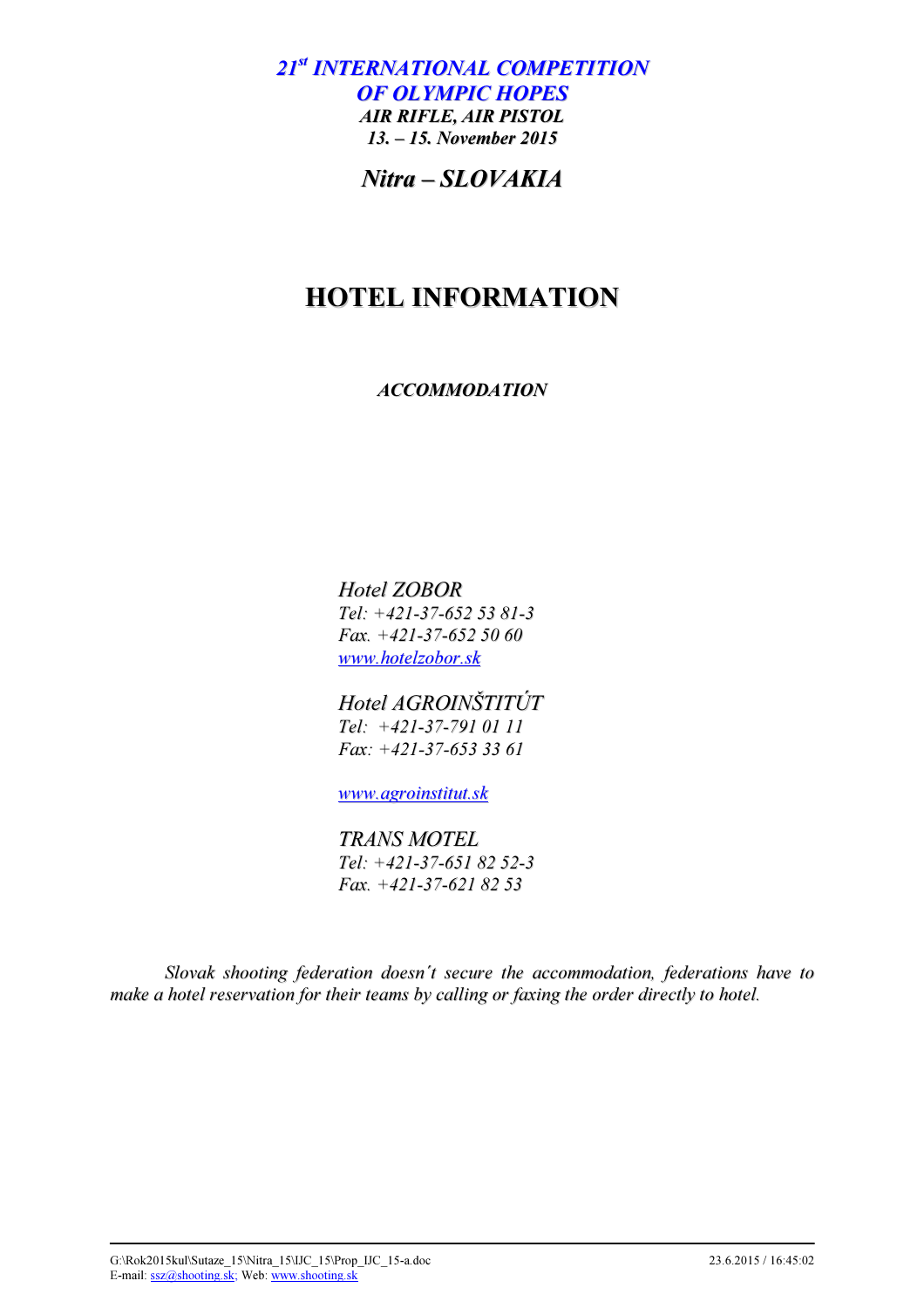***21st INTERNATIONAL COMPETITION***
***OF OLYMPIC HOPES***

***AIR RIFLE, AIR PISTOL***

***13. – 15. November 2015***

***Nitra – SLOVAKIA***

# HOTEL INFORMATION

***ACCOMMODATION***

*Hotel ZOBOR*
*Tel: +421-37-652 53 81-3*
*Fax. +421-37-652 50 60*
*www.hotelzobor.sk*

*Hotel AGROINŠTITÚT*
*Tel: +421-37-791 01 11*
*Fax: +421-37-653 33 61*

*www.agroinstitut.sk*

*TRANS MOTEL*
*Tel: +421-37-651 82 52-3*
*Fax. +421-37-621 82 53*

*Slovak shooting federation doesn´t secure the accommodation, federations have to make a hotel reservation for their teams by calling or faxing the order directly to hotel.*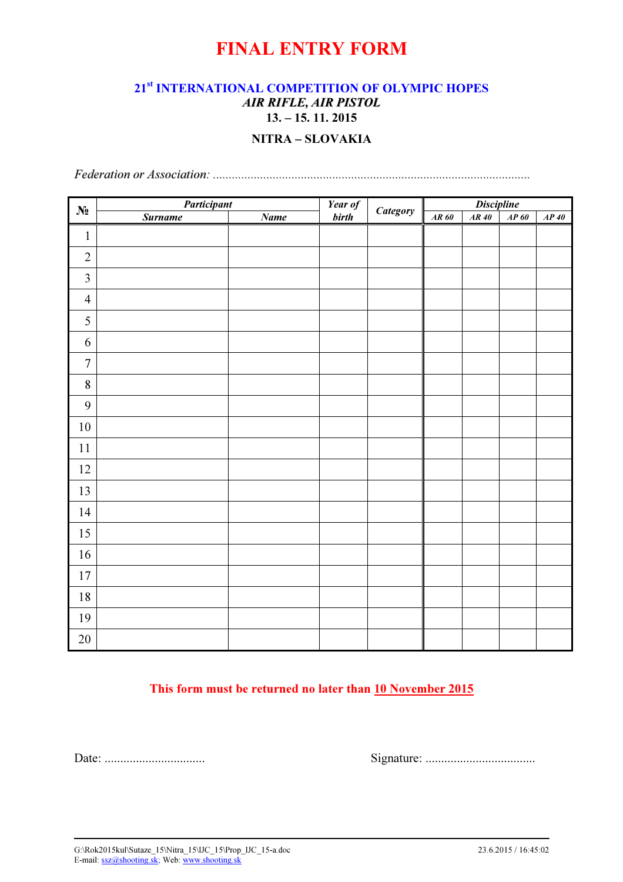# FINAL ENTRY FORM

## 21st INTERNATIONAL COMPETITION OF OLYMPIC HOPES

***AIR RIFLE, AIR PISTOL***

**13. – 15. 11. 2015**

**NITRA – SLOVAKIA**

*Federation or Association:* ....................................................................................................

| № | *Participant* | | *Year of birth* | *Category* | *Discipline* | | | |
|---|---|---|---|---|---|---|---|---|
| | ***Surname*** | ***Name*** | | | ***AR 60*** | ***AR 40*** | ***AP 60*** | ***AP 40*** |
| 1 | | | | | | | | |
| 2 | | | | | | | | |
| 3 | | | | | | | | |
| 4 | | | | | | | | |
| 5 | | | | | | | | |
| 6 | | | | | | | | |
| 7 | | | | | | | | |
| 8 | | | | | | | | |
| 9 | | | | | | | | |
| 10 | | | | | | | | |
| 11 | | | | | | | | |
| 12 | | | | | | | | |
| 13 | | | | | | | | |
| 14 | | | | | | | | |
| 15 | | | | | | | | |
| 16 | | | | | | | | |
| 17 | | | | | | | | |
| 18 | | | | | | | | |
| 19 | | | | | | | | |
| 20 | | | | | | | | |

**This form must be returned no later than 10 November 2015**

Date: ................................ Signature: ..................................

G:\Rok2015kul\Sutaze_15\Nitra_15\IJC_15\Prop_IJC_15-a.doc 23.6.2015 / 16:45:02

E-mail: ssz@shooting.sk; Web: www.shooting.sk